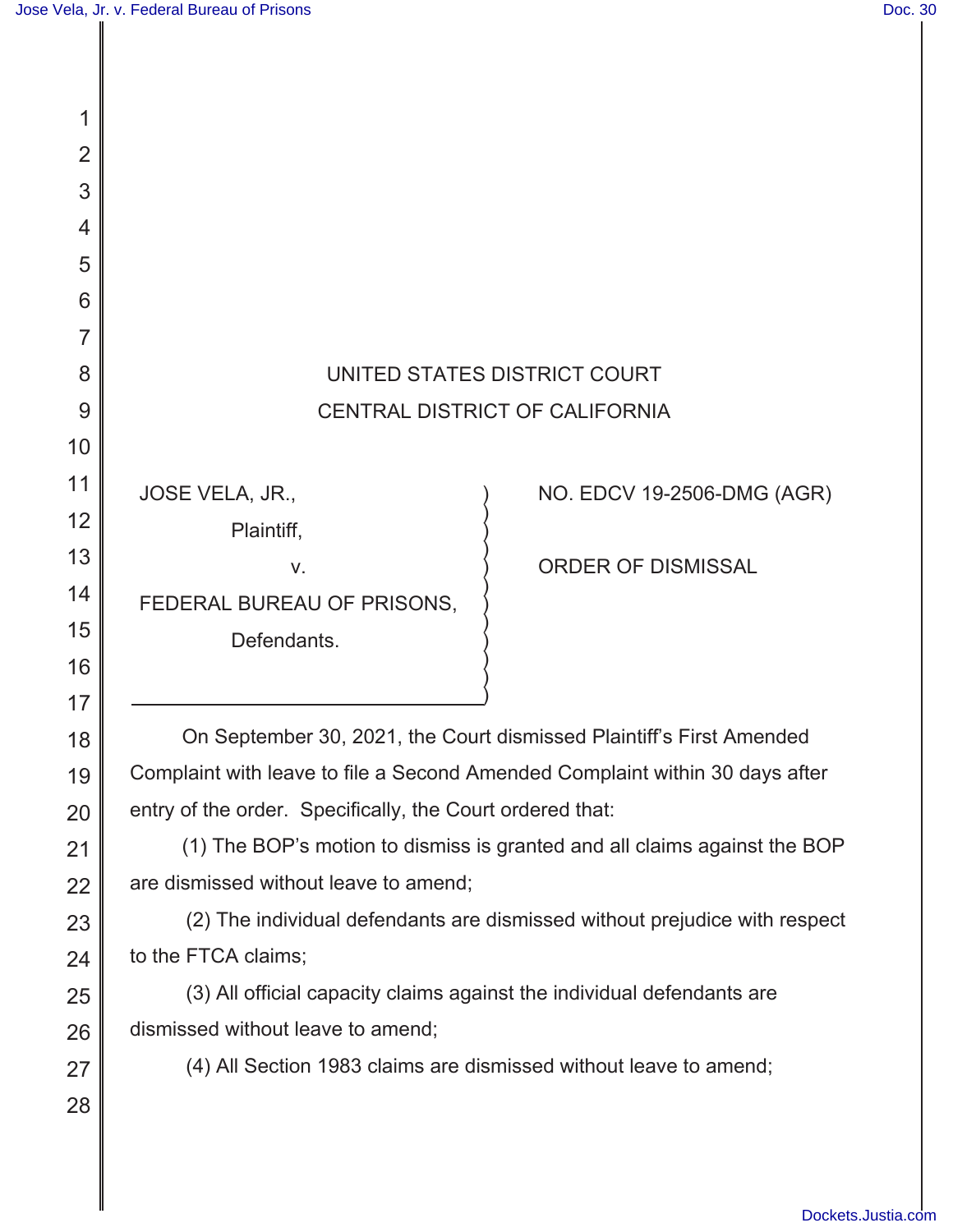UNITED STATES DISTRICT COURT

CENTRAL DISTRICT OF CALIFORNIA

| | |
|---|---|
| JOSE VELA, JR., Plaintiff, v. FEDERAL BUREAU OF PRISONS, Defendants. | NO. EDCV 19-2506-DMG (AGR) ORDER OF DISMISSAL |

On September 30, 2021, the Court dismissed Plaintiff's First Amended Complaint with leave to file a Second Amended Complaint within 30 days after entry of the order. Specifically, the Court ordered that:

(1) The BOP's motion to dismiss is granted and all claims against the BOP are dismissed without leave to amend;

(2) The individual defendants are dismissed without prejudice with respect to the FTCA claims;

(3) All official capacity claims against the individual defendants are dismissed without leave to amend;

(4) All Section 1983 claims are dismissed without leave to amend;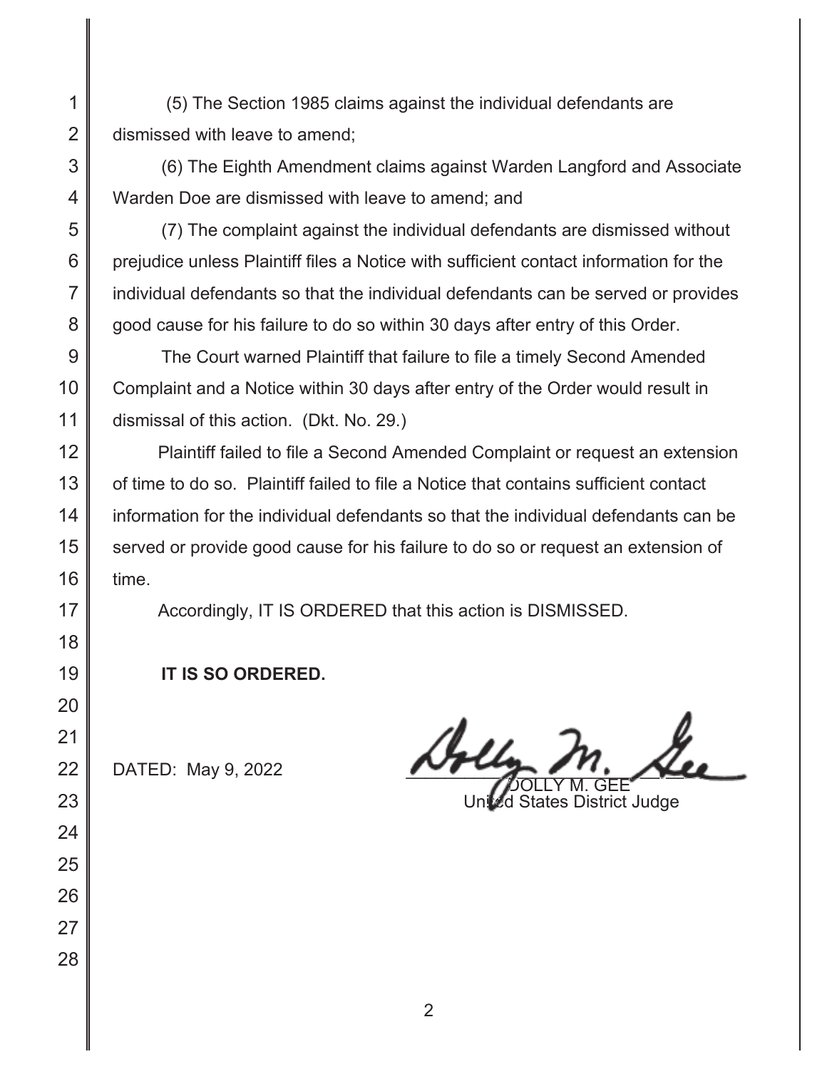(5) The Section 1985 claims against the individual defendants are dismissed with leave to amend;

(6) The Eighth Amendment claims against Warden Langford and Associate Warden Doe are dismissed with leave to amend; and

(7) The complaint against the individual defendants are dismissed without prejudice unless Plaintiff files a Notice with sufficient contact information for the individual defendants so that the individual defendants can be served or provides good cause for his failure to do so within 30 days after entry of this Order.

The Court warned Plaintiff that failure to file a timely Second Amended Complaint and a Notice within 30 days after entry of the Order would result in dismissal of this action. (Dkt. No. 29.)

Plaintiff failed to file a Second Amended Complaint or request an extension of time to do so. Plaintiff failed to file a Notice that contains sufficient contact information for the individual defendants so that the individual defendants can be served or provide good cause for his failure to do so or request an extension of time.

Accordingly, IT IS ORDERED that this action is DISMISSED.

**IT IS SO ORDERED.**

DATED: May 9, 2022

DOLLY M. GEE
United States District Judge